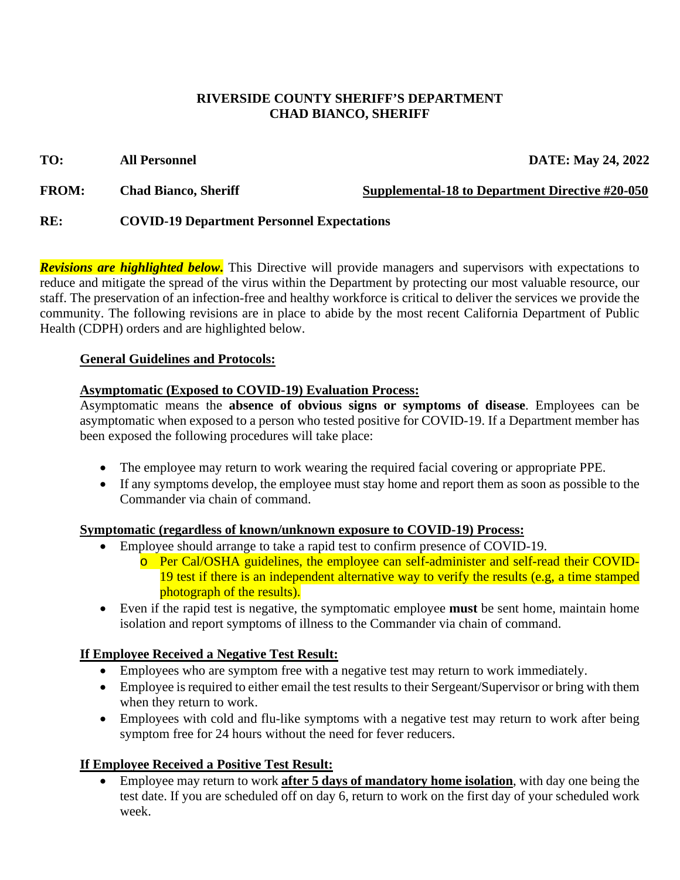**RIVERSIDE COUNTY SHERIFF'S DEPARTMENT**
**CHAD BIANCO, SHERIFF**

**TO:** **All Personnel** **DATE: May 24, 2022**

**FROM:** **Chad Bianco, Sheriff** **Supplemental-18 to Department Directive #20-050**

**RE:** **COVID-19 Department Personnel Expectations**

***Revisions are highlighted below.*** This Directive will provide managers and supervisors with expectations to reduce and mitigate the spread of the virus within the Department by protecting our most valuable resource, our staff. The preservation of an infection-free and healthy workforce is critical to deliver the services we provide the community. The following revisions are in place to abide by the most recent California Department of Public Health (CDPH) orders and are highlighted below.

**General Guidelines and Protocols:**

**Asymptomatic (Exposed to COVID-19) Evaluation Process:**

Asymptomatic means the **absence of obvious signs or symptoms of disease**. Employees can be asymptomatic when exposed to a person who tested positive for COVID-19. If a Department member has been exposed the following procedures will take place:

- The employee may return to work wearing the required facial covering or appropriate PPE.
- If any symptoms develop, the employee must stay home and report them as soon as possible to the Commander via chain of command.

**Symptomatic (regardless of known/unknown exposure to COVID-19) Process:**

- Employee should arrange to take a rapid test to confirm presence of COVID-19.
  - Per Cal/OSHA guidelines, the employee can self-administer and self-read their COVID-19 test if there is an independent alternative way to verify the results (e.g, a time stamped photograph of the results).
- Even if the rapid test is negative, the symptomatic employee **must** be sent home, maintain home isolation and report symptoms of illness to the Commander via chain of command.

**If Employee Received a Negative Test Result:**

- Employees who are symptom free with a negative test may return to work immediately.
- Employee is required to either email the test results to their Sergeant/Supervisor or bring with them when they return to work.
- Employees with cold and flu-like symptoms with a negative test may return to work after being symptom free for 24 hours without the need for fever reducers.

**If Employee Received a Positive Test Result:**

- Employee may return to work **after 5 days of mandatory home isolation**, with day one being the test date. If you are scheduled off on day 6, return to work on the first day of your scheduled work week.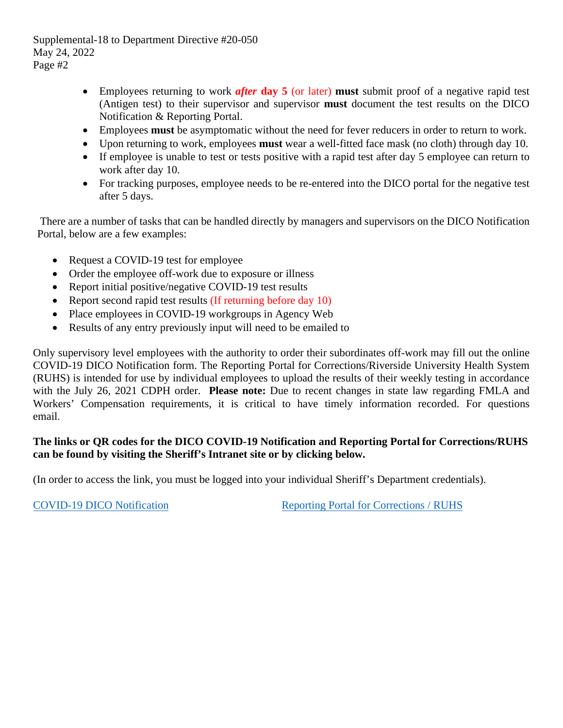- Employees returning to work ***after* day 5** (or later) **must** submit proof of a negative rapid test (Antigen test) to their supervisor and supervisor **must** document the test results on the DICO Notification & Reporting Portal.
- Employees **must** be asymptomatic without the need for fever reducers in order to return to work.
- Upon returning to work, employees **must** wear a well-fitted face mask (no cloth) through day 10.
- If employee is unable to test or tests positive with a rapid test after day 5 employee can return to work after day 10.
- For tracking purposes, employee needs to be re-entered into the DICO portal for the negative test after 5 days.

There are a number of tasks that can be handled directly by managers and supervisors on the DICO Notification Portal, below are a few examples:

- Request a COVID-19 test for employee
- Order the employee off-work due to exposure or illness
- Report initial positive/negative COVID-19 test results
- Report second rapid test results (If returning before day 10)
- Place employees in COVID-19 workgroups in Agency Web
- Results of any entry previously input will need to be emailed to

Only supervisory level employees with the authority to order their subordinates off-work may fill out the online COVID-19 DICO Notification form. The Reporting Portal for Corrections/Riverside University Health System (RUHS) is intended for use by individual employees to upload the results of their weekly testing in accordance with the July 26, 2021 CDPH order. **Please note:** Due to recent changes in state law regarding FMLA and Workers' Compensation requirements, it is critical to have timely information recorded. For questions email.

**The links or QR codes for the DICO COVID-19 Notification and Reporting Portal for Corrections/RUHS can be found by visiting the Sheriff's Intranet site or by clicking below.**

(In order to access the link, you must be logged into your individual Sheriff's Department credentials).

COVID-19 DICO Notification

Reporting Portal for Corrections / RUHS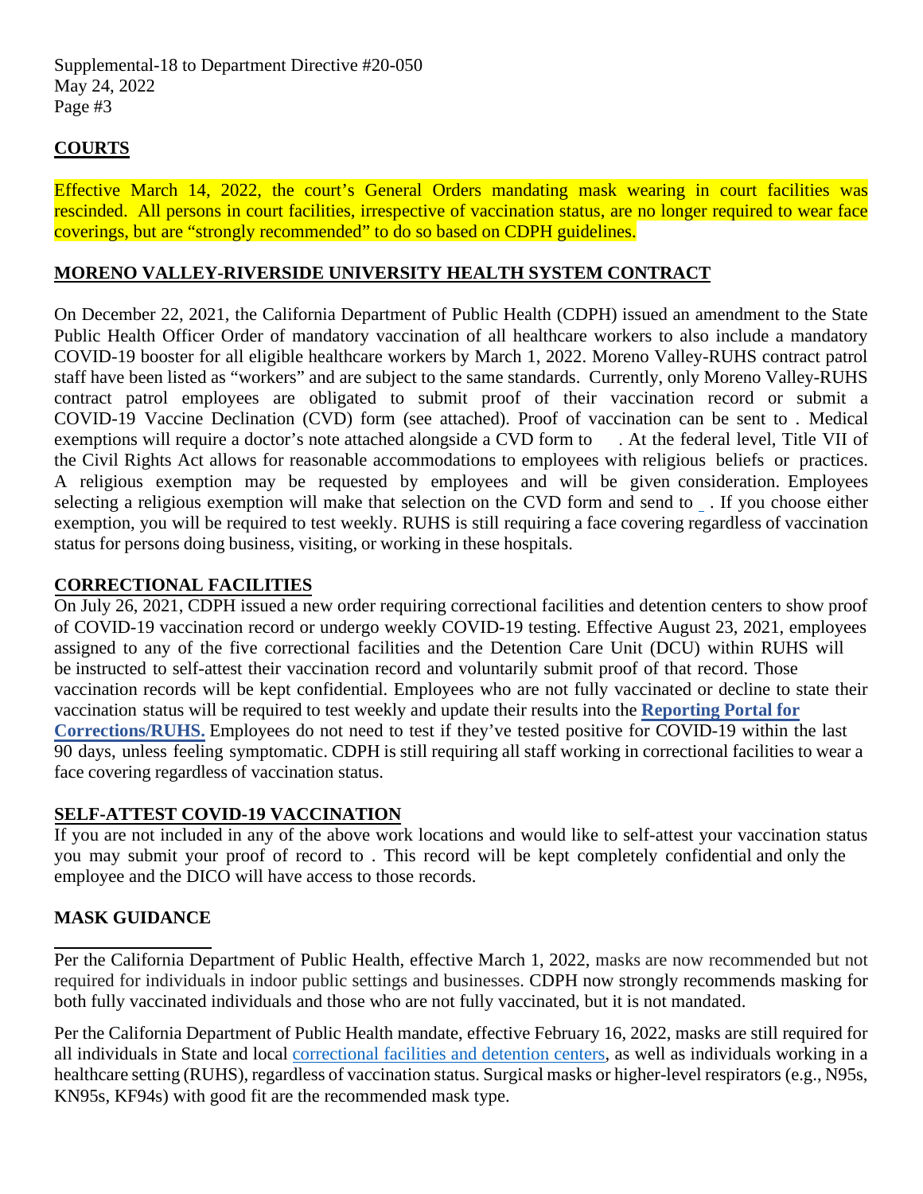## COURTS

Effective March 14, 2022, the court's General Orders mandating mask wearing in court facilities was rescinded. All persons in court facilities, irrespective of vaccination status, are no longer required to wear face coverings, but are "strongly recommended" to do so based on CDPH guidelines.

## MORENO VALLEY-RIVERSIDE UNIVERSITY HEALTH SYSTEM CONTRACT

On December 22, 2021, the California Department of Public Health (CDPH) issued an amendment to the State Public Health Officer Order of mandatory vaccination of all healthcare workers to also include a mandatory COVID-19 booster for all eligible healthcare workers by March 1, 2022. Moreno Valley-RUHS contract patrol staff have been listed as "workers" and are subject to the same standards. Currently, only Moreno Valley-RUHS contract patrol employees are obligated to submit proof of their vaccination record or submit a COVID-19 Vaccine Declination (CVD) form (see attached). Proof of vaccination can be sent to . Medical exemptions will require a doctor's note attached alongside a CVD form to . At the federal level, Title VII of the Civil Rights Act allows for reasonable accommodations to employees with religious beliefs or practices. A religious exemption may be requested by employees and will be given consideration. Employees selecting a religious exemption will make that selection on the CVD form and send to . If you choose either exemption, you will be required to test weekly. RUHS is still requiring a face covering regardless of vaccination status for persons doing business, visiting, or working in these hospitals.

## CORRECTIONAL FACILITIES

On July 26, 2021, CDPH issued a new order requiring correctional facilities and detention centers to show proof of COVID-19 vaccination record or undergo weekly COVID-19 testing. Effective August 23, 2021, employees assigned to any of the five correctional facilities and the Detention Care Unit (DCU) within RUHS will be instructed to self-attest their vaccination record and voluntarily submit proof of that record. Those vaccination records will be kept confidential. Employees who are not fully vaccinated or decline to state their vaccination status will be required to test weekly and update their results into the **Reporting Portal for Corrections/RUHS.** Employees do not need to test if they've tested positive for COVID-19 within the last 90 days, unless feeling symptomatic. CDPH is still requiring all staff working in correctional facilities to wear a face covering regardless of vaccination status.

## SELF-ATTEST COVID-19 VACCINATION

If you are not included in any of the above work locations and would like to self-attest your vaccination status you may submit your proof of record to . This record will be kept completely confidential and only the employee and the DICO will have access to those records.

## MASK GUIDANCE

Per the California Department of Public Health, effective March 1, 2022, masks are now recommended but not required for individuals in indoor public settings and businesses. CDPH now strongly recommends masking for both fully vaccinated individuals and those who are not fully vaccinated, but it is not mandated.

Per the California Department of Public Health mandate, effective February 16, 2022, masks are still required for all individuals in State and local correctional facilities and detention centers, as well as individuals working in a healthcare setting (RUHS), regardless of vaccination status. Surgical masks or higher-level respirators (e.g., N95s, KN95s, KF94s) with good fit are the recommended mask type.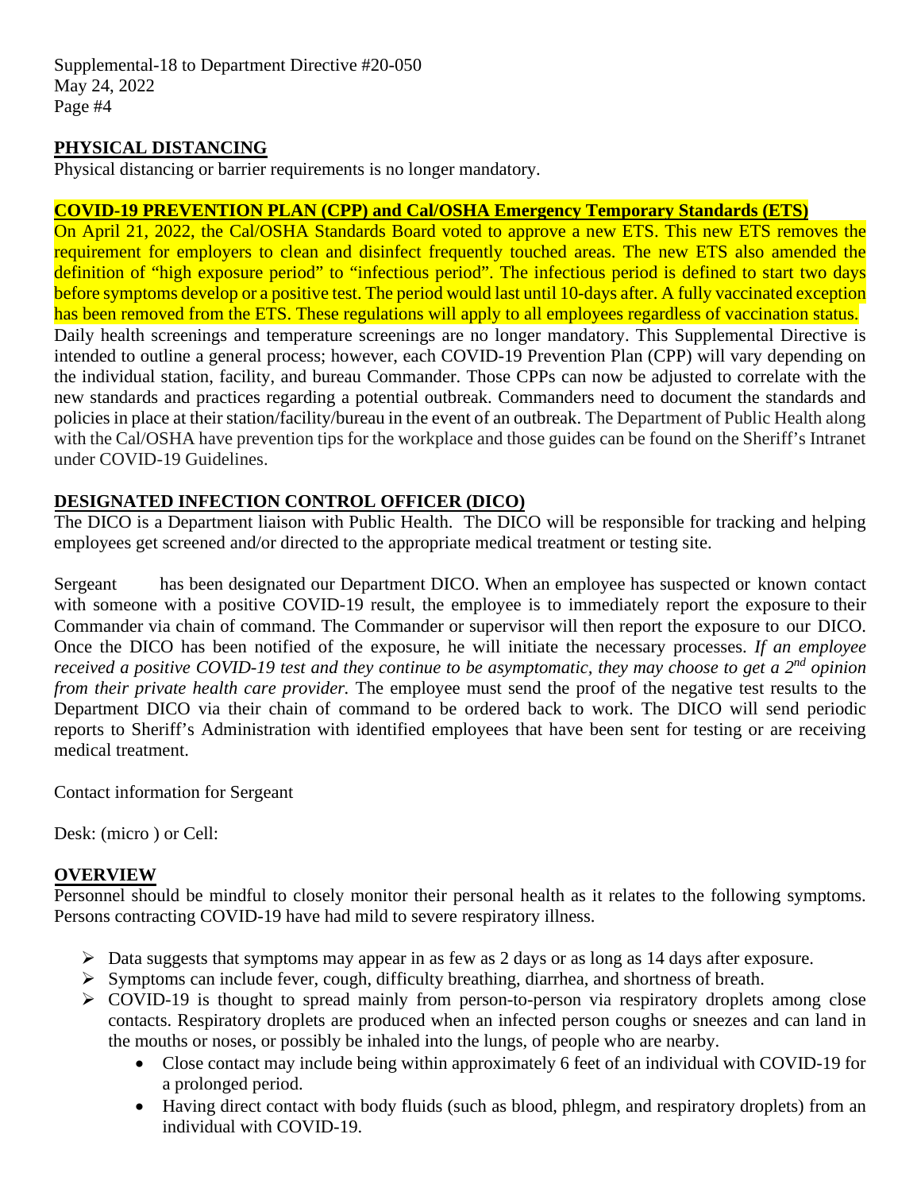## PHYSICAL DISTANCING

Physical distancing or barrier requirements is no longer mandatory.

## COVID-19 PREVENTION PLAN (CPP) and Cal/OSHA Emergency Temporary Standards (ETS)

On April 21, 2022, the Cal/OSHA Standards Board voted to approve a new ETS. This new ETS removes the requirement for employers to clean and disinfect frequently touched areas. The new ETS also amended the definition of "high exposure period" to "infectious period". The infectious period is defined to start two days before symptoms develop or a positive test. The period would last until 10-days after. A fully vaccinated exception has been removed from the ETS. These regulations will apply to all employees regardless of vaccination status. Daily health screenings and temperature screenings are no longer mandatory. This Supplemental Directive is intended to outline a general process; however, each COVID-19 Prevention Plan (CPP) will vary depending on the individual station, facility, and bureau Commander. Those CPPs can now be adjusted to correlate with the new standards and practices regarding a potential outbreak. Commanders need to document the standards and policies in place at their station/facility/bureau in the event of an outbreak. The Department of Public Health along with the Cal/OSHA have prevention tips for the workplace and those guides can be found on the Sheriff's Intranet under COVID-19 Guidelines.

## DESIGNATED INFECTION CONTROL OFFICER (DICO)

The DICO is a Department liaison with Public Health. The DICO will be responsible for tracking and helping employees get screened and/or directed to the appropriate medical treatment or testing site.

Sergeant has been designated our Department DICO. When an employee has suspected or known contact with someone with a positive COVID-19 result, the employee is to immediately report the exposure to their Commander via chain of command. The Commander or supervisor will then report the exposure to our DICO. Once the DICO has been notified of the exposure, he will initiate the necessary processes. *If an employee received a positive COVID-19 test and they continue to be asymptomatic, they may choose to get a 2nd opinion from their private health care provider.* The employee must send the proof of the negative test results to the Department DICO via their chain of command to be ordered back to work. The DICO will send periodic reports to Sheriff's Administration with identified employees that have been sent for testing or are receiving medical treatment.

Contact information for Sergeant

Desk: (micro ) or Cell:

## OVERVIEW

Personnel should be mindful to closely monitor their personal health as it relates to the following symptoms. Persons contracting COVID-19 have had mild to severe respiratory illness.

- Data suggests that symptoms may appear in as few as 2 days or as long as 14 days after exposure.
- Symptoms can include fever, cough, difficulty breathing, diarrhea, and shortness of breath.
- COVID-19 is thought to spread mainly from person-to-person via respiratory droplets among close contacts. Respiratory droplets are produced when an infected person coughs or sneezes and can land in the mouths or noses, or possibly be inhaled into the lungs, of people who are nearby.
  - Close contact may include being within approximately 6 feet of an individual with COVID-19 for a prolonged period.
  - Having direct contact with body fluids (such as blood, phlegm, and respiratory droplets) from an individual with COVID-19.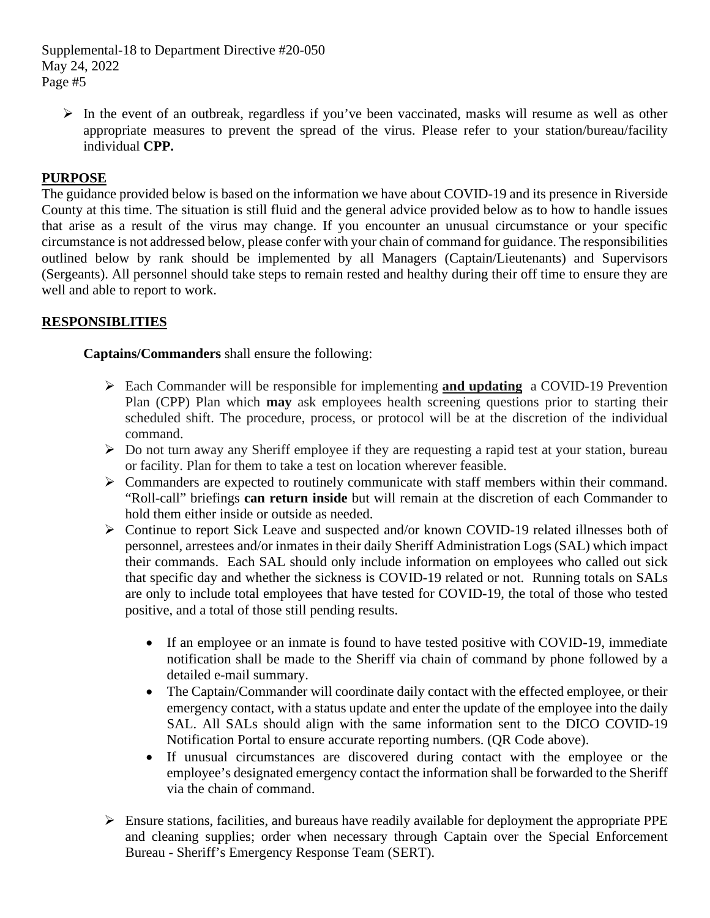- In the event of an outbreak, regardless if you've been vaccinated, masks will resume as well as other appropriate measures to prevent the spread of the virus. Please refer to your station/bureau/facility individual **CPP.**

## PURPOSE

The guidance provided below is based on the information we have about COVID-19 and its presence in Riverside County at this time. The situation is still fluid and the general advice provided below as to how to handle issues that arise as a result of the virus may change. If you encounter an unusual circumstance or your specific circumstance is not addressed below, please confer with your chain of command for guidance. The responsibilities outlined below by rank should be implemented by all Managers (Captain/Lieutenants) and Supervisors (Sergeants). All personnel should take steps to remain rested and healthy during their off time to ensure they are well and able to report to work.

## RESPONSIBLITIES

**Captains/Commanders** shall ensure the following:

- Each Commander will be responsible for implementing **and updating** a COVID-19 Prevention Plan (CPP) Plan which **may** ask employees health screening questions prior to starting their scheduled shift. The procedure, process, or protocol will be at the discretion of the individual command.
- Do not turn away any Sheriff employee if they are requesting a rapid test at your station, bureau or facility. Plan for them to take a test on location wherever feasible.
- Commanders are expected to routinely communicate with staff members within their command. "Roll-call" briefings **can return inside** but will remain at the discretion of each Commander to hold them either inside or outside as needed.
- Continue to report Sick Leave and suspected and/or known COVID-19 related illnesses both of personnel, arrestees and/or inmates in their daily Sheriff Administration Logs (SAL) which impact their commands. Each SAL should only include information on employees who called out sick that specific day and whether the sickness is COVID-19 related or not. Running totals on SALs are only to include total employees that have tested for COVID-19, the total of those who tested positive, and a total of those still pending results.
  - If an employee or an inmate is found to have tested positive with COVID-19, immediate notification shall be made to the Sheriff via chain of command by phone followed by a detailed e-mail summary.
  - The Captain/Commander will coordinate daily contact with the effected employee, or their emergency contact, with a status update and enter the update of the employee into the daily SAL. All SALs should align with the same information sent to the DICO COVID-19 Notification Portal to ensure accurate reporting numbers. (QR Code above).
  - If unusual circumstances are discovered during contact with the employee or the employee's designated emergency contact the information shall be forwarded to the Sheriff via the chain of command.
- Ensure stations, facilities, and bureaus have readily available for deployment the appropriate PPE and cleaning supplies; order when necessary through Captain over the Special Enforcement Bureau - Sheriff's Emergency Response Team (SERT).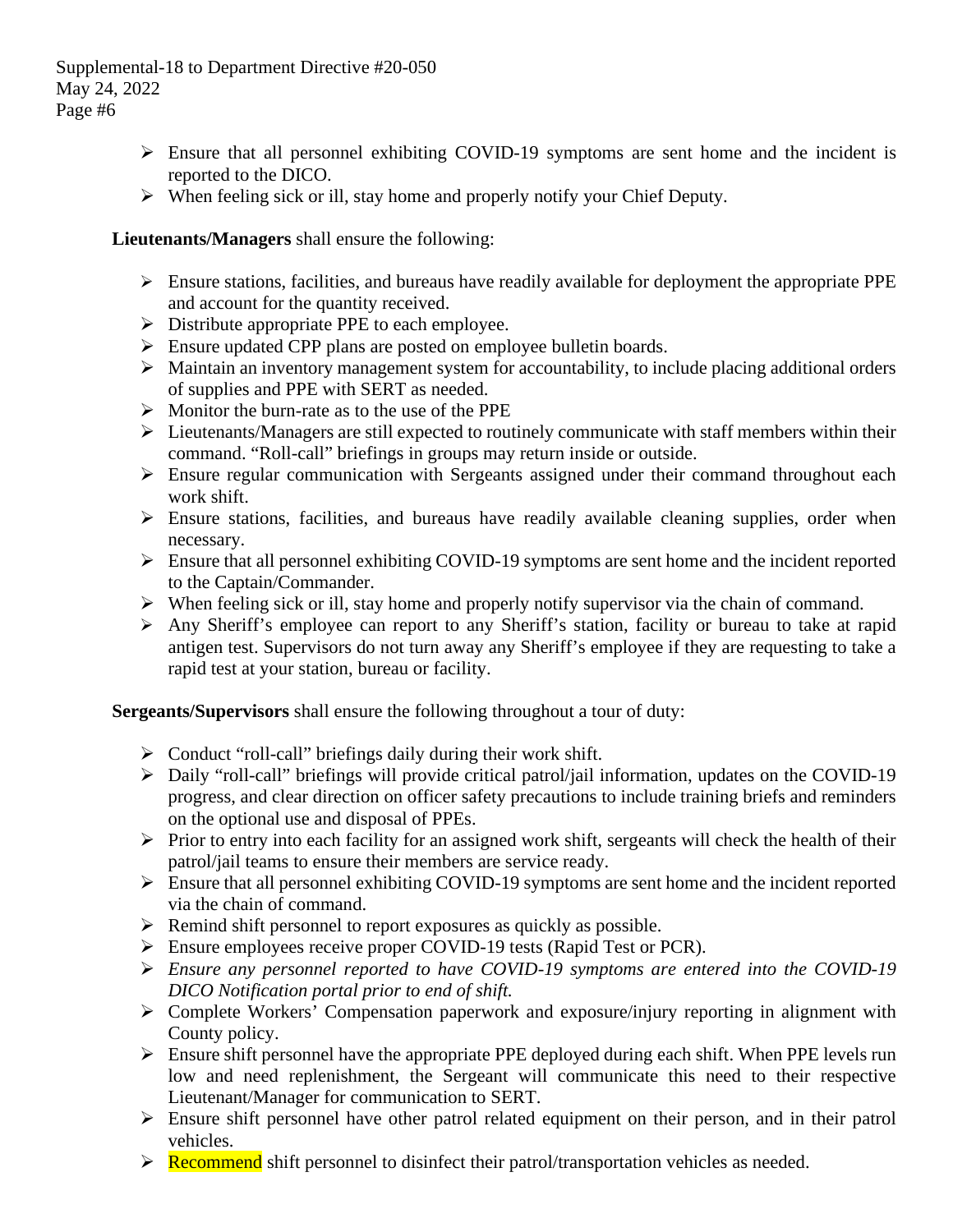- Ensure that all personnel exhibiting COVID-19 symptoms are sent home and the incident is reported to the DICO.
- When feeling sick or ill, stay home and properly notify your Chief Deputy.

**Lieutenants/Managers** shall ensure the following:

- Ensure stations, facilities, and bureaus have readily available for deployment the appropriate PPE and account for the quantity received.
- Distribute appropriate PPE to each employee.
- Ensure updated CPP plans are posted on employee bulletin boards.
- Maintain an inventory management system for accountability, to include placing additional orders of supplies and PPE with SERT as needed.
- Monitor the burn-rate as to the use of the PPE
- Lieutenants/Managers are still expected to routinely communicate with staff members within their command. "Roll-call" briefings in groups may return inside or outside.
- Ensure regular communication with Sergeants assigned under their command throughout each work shift.
- Ensure stations, facilities, and bureaus have readily available cleaning supplies, order when necessary.
- Ensure that all personnel exhibiting COVID-19 symptoms are sent home and the incident reported to the Captain/Commander.
- When feeling sick or ill, stay home and properly notify supervisor via the chain of command.
- Any Sheriff's employee can report to any Sheriff's station, facility or bureau to take at rapid antigen test. Supervisors do not turn away any Sheriff's employee if they are requesting to take a rapid test at your station, bureau or facility.

**Sergeants/Supervisors** shall ensure the following throughout a tour of duty:

- Conduct "roll-call" briefings daily during their work shift.
- Daily "roll-call" briefings will provide critical patrol/jail information, updates on the COVID-19 progress, and clear direction on officer safety precautions to include training briefs and reminders on the optional use and disposal of PPEs.
- Prior to entry into each facility for an assigned work shift, sergeants will check the health of their patrol/jail teams to ensure their members are service ready.
- Ensure that all personnel exhibiting COVID-19 symptoms are sent home and the incident reported via the chain of command.
- Remind shift personnel to report exposures as quickly as possible.
- Ensure employees receive proper COVID-19 tests (Rapid Test or PCR).
- *Ensure any personnel reported to have COVID-19 symptoms are entered into the COVID-19 DICO Notification portal prior to end of shift.*
- Complete Workers' Compensation paperwork and exposure/injury reporting in alignment with County policy.
- Ensure shift personnel have the appropriate PPE deployed during each shift. When PPE levels run low and need replenishment, the Sergeant will communicate this need to their respective Lieutenant/Manager for communication to SERT.
- Ensure shift personnel have other patrol related equipment on their person, and in their patrol vehicles.
- Recommend shift personnel to disinfect their patrol/transportation vehicles as needed.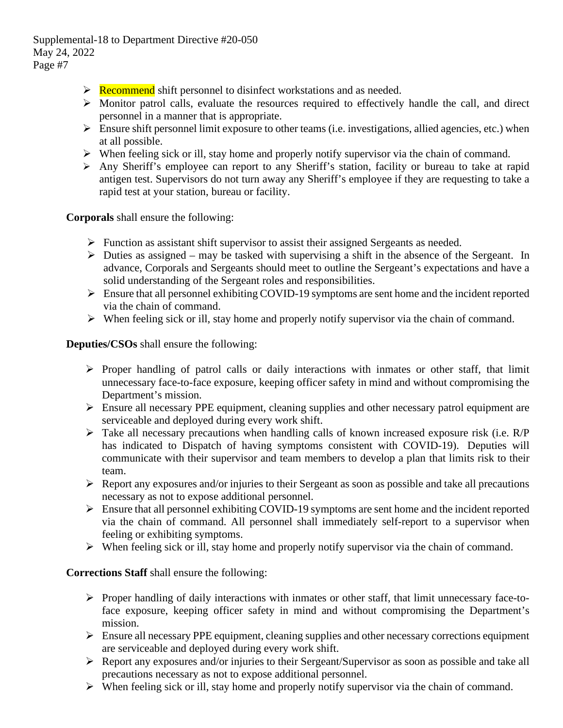- Recommend shift personnel to disinfect workstations and as needed.
- Monitor patrol calls, evaluate the resources required to effectively handle the call, and direct personnel in a manner that is appropriate.
- Ensure shift personnel limit exposure to other teams (i.e. investigations, allied agencies, etc.) when at all possible.
- When feeling sick or ill, stay home and properly notify supervisor via the chain of command.
- Any Sheriff's employee can report to any Sheriff's station, facility or bureau to take at rapid antigen test. Supervisors do not turn away any Sheriff's employee if they are requesting to take a rapid test at your station, bureau or facility.

**Corporals** shall ensure the following:

- Function as assistant shift supervisor to assist their assigned Sergeants as needed.
- Duties as assigned – may be tasked with supervising a shift in the absence of the Sergeant. In advance, Corporals and Sergeants should meet to outline the Sergeant's expectations and have a solid understanding of the Sergeant roles and responsibilities.
- Ensure that all personnel exhibiting COVID-19 symptoms are sent home and the incident reported via the chain of command.
- When feeling sick or ill, stay home and properly notify supervisor via the chain of command.

**Deputies/CSOs** shall ensure the following:

- Proper handling of patrol calls or daily interactions with inmates or other staff, that limit unnecessary face-to-face exposure, keeping officer safety in mind and without compromising the Department's mission.
- Ensure all necessary PPE equipment, cleaning supplies and other necessary patrol equipment are serviceable and deployed during every work shift.
- Take all necessary precautions when handling calls of known increased exposure risk (i.e. R/P has indicated to Dispatch of having symptoms consistent with COVID-19). Deputies will communicate with their supervisor and team members to develop a plan that limits risk to their team.
- Report any exposures and/or injuries to their Sergeant as soon as possible and take all precautions necessary as not to expose additional personnel.
- Ensure that all personnel exhibiting COVID-19 symptoms are sent home and the incident reported via the chain of command. All personnel shall immediately self-report to a supervisor when feeling or exhibiting symptoms.
- When feeling sick or ill, stay home and properly notify supervisor via the chain of command.

**Corrections Staff** shall ensure the following:

- Proper handling of daily interactions with inmates or other staff, that limit unnecessary face-to-face exposure, keeping officer safety in mind and without compromising the Department's mission.
- Ensure all necessary PPE equipment, cleaning supplies and other necessary corrections equipment are serviceable and deployed during every work shift.
- Report any exposures and/or injuries to their Sergeant/Supervisor as soon as possible and take all precautions necessary as not to expose additional personnel.
- When feeling sick or ill, stay home and properly notify supervisor via the chain of command.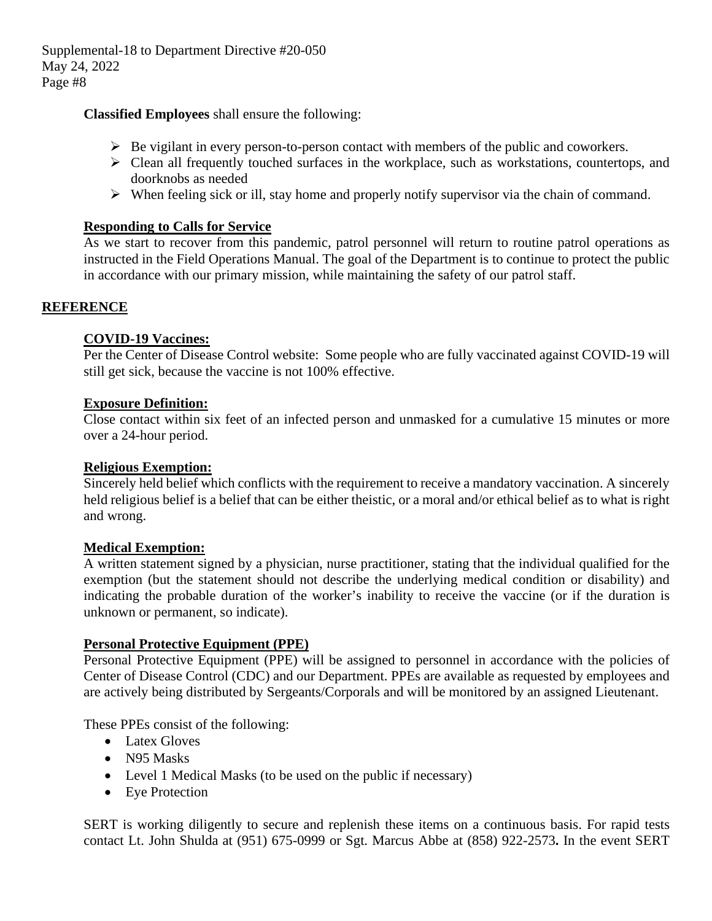**Classified Employees** shall ensure the following:

- Be vigilant in every person-to-person contact with members of the public and coworkers.
- Clean all frequently touched surfaces in the workplace, such as workstations, countertops, and doorknobs as needed
- When feeling sick or ill, stay home and properly notify supervisor via the chain of command.

**Responding to Calls for Service**

As we start to recover from this pandemic, patrol personnel will return to routine patrol operations as instructed in the Field Operations Manual. The goal of the Department is to continue to protect the public in accordance with our primary mission, while maintaining the safety of our patrol staff.

## REFERENCE

**COVID-19 Vaccines:**

Per the Center of Disease Control website: Some people who are fully vaccinated against COVID-19 will still get sick, because the vaccine is not 100% effective.

**Exposure Definition:**

Close contact within six feet of an infected person and unmasked for a cumulative 15 minutes or more over a 24-hour period.

**Religious Exemption:**

Sincerely held belief which conflicts with the requirement to receive a mandatory vaccination. A sincerely held religious belief is a belief that can be either theistic, or a moral and/or ethical belief as to what is right and wrong.

**Medical Exemption:**

A written statement signed by a physician, nurse practitioner, stating that the individual qualified for the exemption (but the statement should not describe the underlying medical condition or disability) and indicating the probable duration of the worker's inability to receive the vaccine (or if the duration is unknown or permanent, so indicate).

**Personal Protective Equipment (PPE)**

Personal Protective Equipment (PPE) will be assigned to personnel in accordance with the policies of Center of Disease Control (CDC) and our Department. PPEs are available as requested by employees and are actively being distributed by Sergeants/Corporals and will be monitored by an assigned Lieutenant.

These PPEs consist of the following:

- Latex Gloves
- N95 Masks
- Level 1 Medical Masks (to be used on the public if necessary)
- Eye Protection

SERT is working diligently to secure and replenish these items on a continuous basis. For rapid tests contact Lt. John Shulda at (951) 675-0999 or Sgt. Marcus Abbe at (858) 922-2573**.** In the event SERT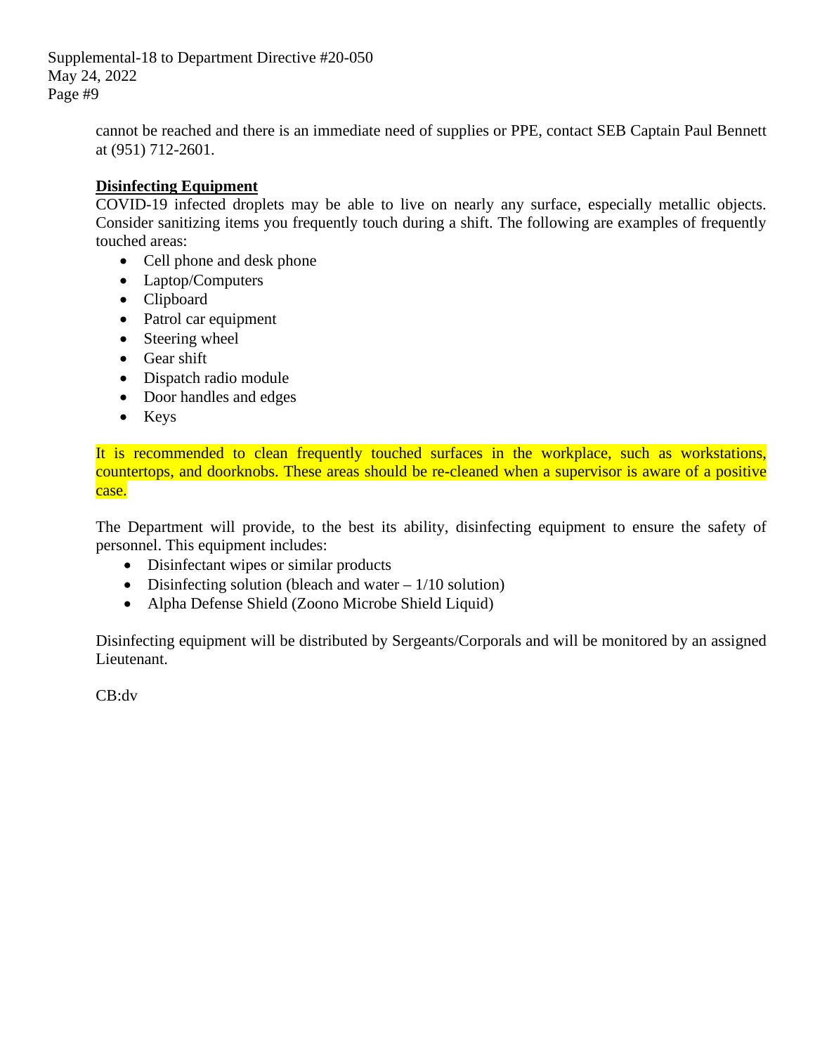cannot be reached and there is an immediate need of supplies or PPE, contact SEB Captain Paul Bennett at (951) 712-2601.

**Disinfecting Equipment**

COVID-19 infected droplets may be able to live on nearly any surface, especially metallic objects. Consider sanitizing items you frequently touch during a shift. The following are examples of frequently touched areas:

- Cell phone and desk phone
- Laptop/Computers
- Clipboard
- Patrol car equipment
- Steering wheel
- Gear shift
- Dispatch radio module
- Door handles and edges
- Keys

It is recommended to clean frequently touched surfaces in the workplace, such as workstations, countertops, and doorknobs. These areas should be re-cleaned when a supervisor is aware of a positive case.

The Department will provide, to the best its ability, disinfecting equipment to ensure the safety of personnel. This equipment includes:

- Disinfectant wipes or similar products
- Disinfecting solution (bleach and water – 1/10 solution)
- Alpha Defense Shield (Zoono Microbe Shield Liquid)

Disinfecting equipment will be distributed by Sergeants/Corporals and will be monitored by an assigned Lieutenant.

CB:dv